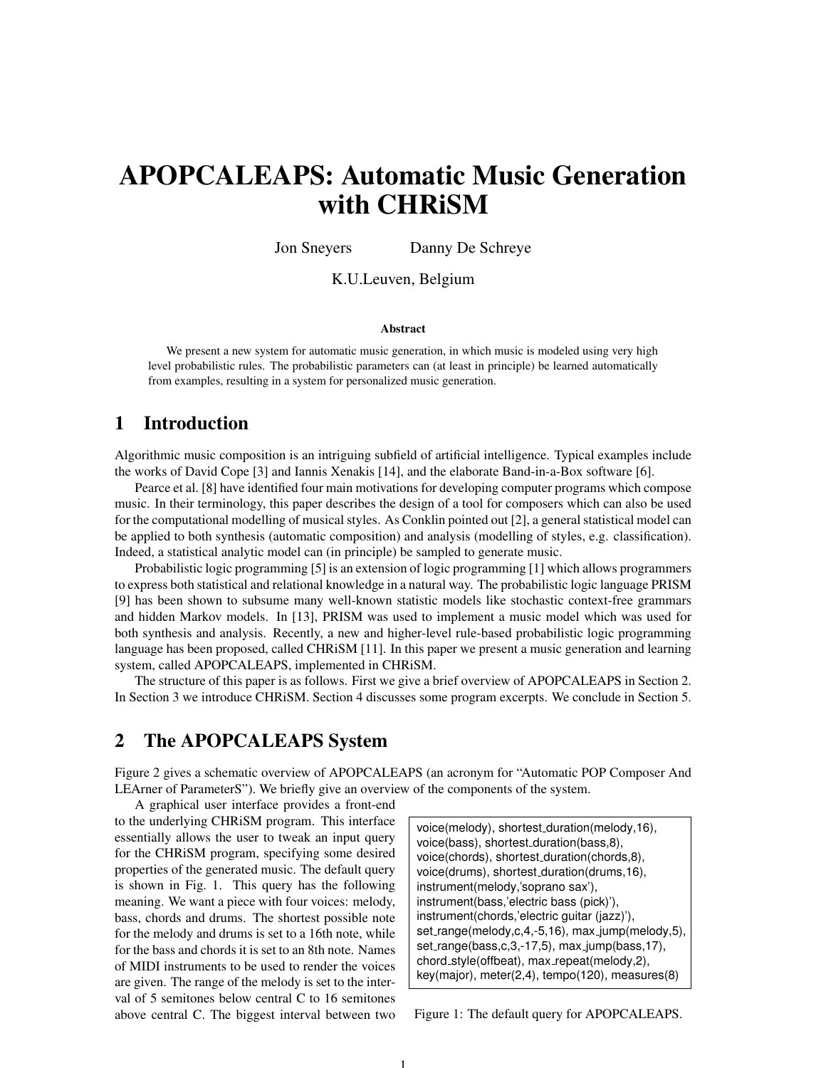# APOPCALEAPS: Automatic Music Generation with CHRiSM

Jon Sneyers Danny De Schreye

K.U.Leuven, Belgium

**Abstract**

We present a new system for automatic music generation, in which music is modeled using very high level probabilistic rules. The probabilistic parameters can (at least in principle) be learned automatically from examples, resulting in a system for personalized music generation.

## 1 Introduction

Algorithmic music composition is an intriguing subfield of artificial intelligence. Typical examples include the works of David Cope [3] and Iannis Xenakis [14], and the elaborate Band-in-a-Box software [6].

Pearce et al. [8] have identified four main motivations for developing computer programs which compose music. In their terminology, this paper describes the design of a tool for composers which can also be used for the computational modelling of musical styles. As Conklin pointed out [2], a general statistical model can be applied to both synthesis (automatic composition) and analysis (modelling of styles, e.g. classification). Indeed, a statistical analytic model can (in principle) be sampled to generate music.

Probabilistic logic programming [5] is an extension of logic programming [1] which allows programmers to express both statistical and relational knowledge in a natural way. The probabilistic logic language PRISM [9] has been shown to subsume many well-known statistic models like stochastic context-free grammars and hidden Markov models. In [13], PRISM was used to implement a music model which was used for both synthesis and analysis. Recently, a new and higher-level rule-based probabilistic logic programming language has been proposed, called CHRiSM [11]. In this paper we present a music generation and learning system, called APOPCALEAPS, implemented in CHRiSM.

The structure of this paper is as follows. First we give a brief overview of APOPCALEAPS in Section 2. In Section 3 we introduce CHRiSM. Section 4 discusses some program excerpts. We conclude in Section 5.

## 2 The APOPCALEAPS System

Figure 2 gives a schematic overview of APOPCALEAPS (an acronym for "Automatic POP Composer And LEArner of ParameterS"). We briefly give an overview of the components of the system.

A graphical user interface provides a front-end to the underlying CHRiSM program. This interface essentially allows the user to tweak an input query for the CHRiSM program, specifying some desired properties of the generated music. The default query is shown in Fig. 1. This query has the following meaning. We want a piece with four voices: melody, bass, chords and drums. The shortest possible note for the melody and drums is set to a 16th note, while for the bass and chords it is set to an 8th note. Names of MIDI instruments to be used to render the voices are given. The range of the melody is set to the interval of 5 semitones below central C to 16 semitones above central C. The biggest interval between two

```
voice(melody), shortest_duration(melody,16),
voice(bass), shortest_duration(bass,8),
voice(chords), shortest_duration(chords,8),
voice(drums), shortest_duration(drums,16),
instrument(melody,'soprano sax'),
instrument(bass,'electric bass (pick)'),
instrument(chords,'electric guitar (jazz)'),
set_range(melody,c,4,-5,16), max_jump(melody,5),
set_range(bass,c,3,-17,5), max_jump(bass,17),
chord_style(offbeat), max_repeat(melody,2),
key(major), meter(2,4), tempo(120), measures(8)
```

Figure 1: The default query for APOPCALEAPS.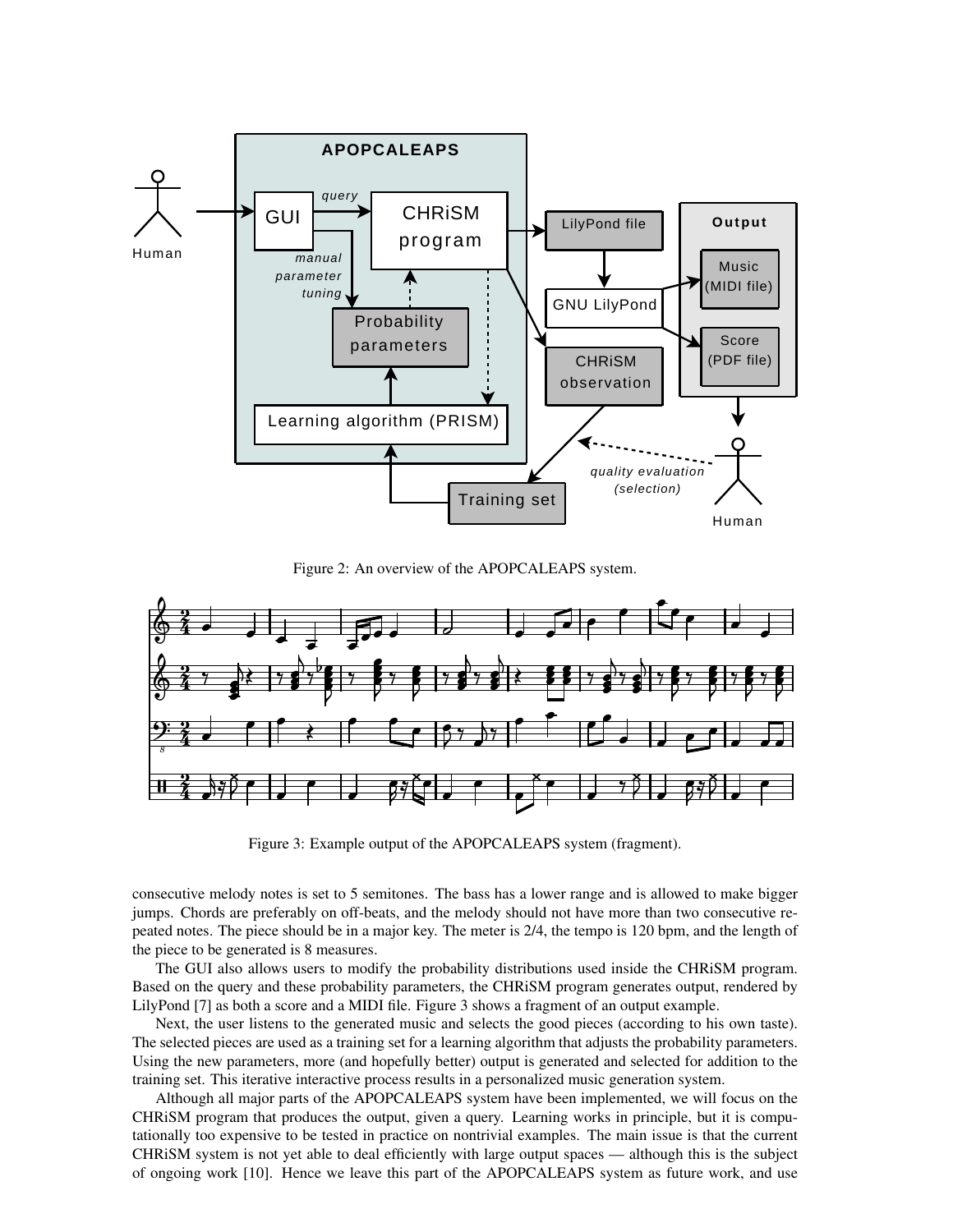Figure 2: An overview of the APOPCALEAPS system.

Figure 3: Example output of the APOPCALEAPS system (fragment).

consecutive melody notes is set to 5 semitones. The bass has a lower range and is allowed to make bigger jumps. Chords are preferably on off-beats, and the melody should not have more than two consecutive repeated notes. The piece should be in a major key. The meter is 2/4, the tempo is 120 bpm, and the length of the piece to be generated is 8 measures.

The GUI also allows users to modify the probability distributions used inside the CHRiSM program. Based on the query and these probability parameters, the CHRiSM program generates output, rendered by LilyPond [7] as both a score and a MIDI file. Figure 3 shows a fragment of an output example.

Next, the user listens to the generated music and selects the good pieces (according to his own taste). The selected pieces are used as a training set for a learning algorithm that adjusts the probability parameters. Using the new parameters, more (and hopefully better) output is generated and selected for addition to the training set. This iterative interactive process results in a personalized music generation system.

Although all major parts of the APOPCALEAPS system have been implemented, we will focus on the CHRiSM program that produces the output, given a query. Learning works in principle, but it is computationally too expensive to be tested in practice on nontrivial examples. The main issue is that the current CHRiSM system is not yet able to deal efficiently with large output spaces — although this is the subject of ongoing work [10]. Hence we leave this part of the APOPCALEAPS system as future work, and use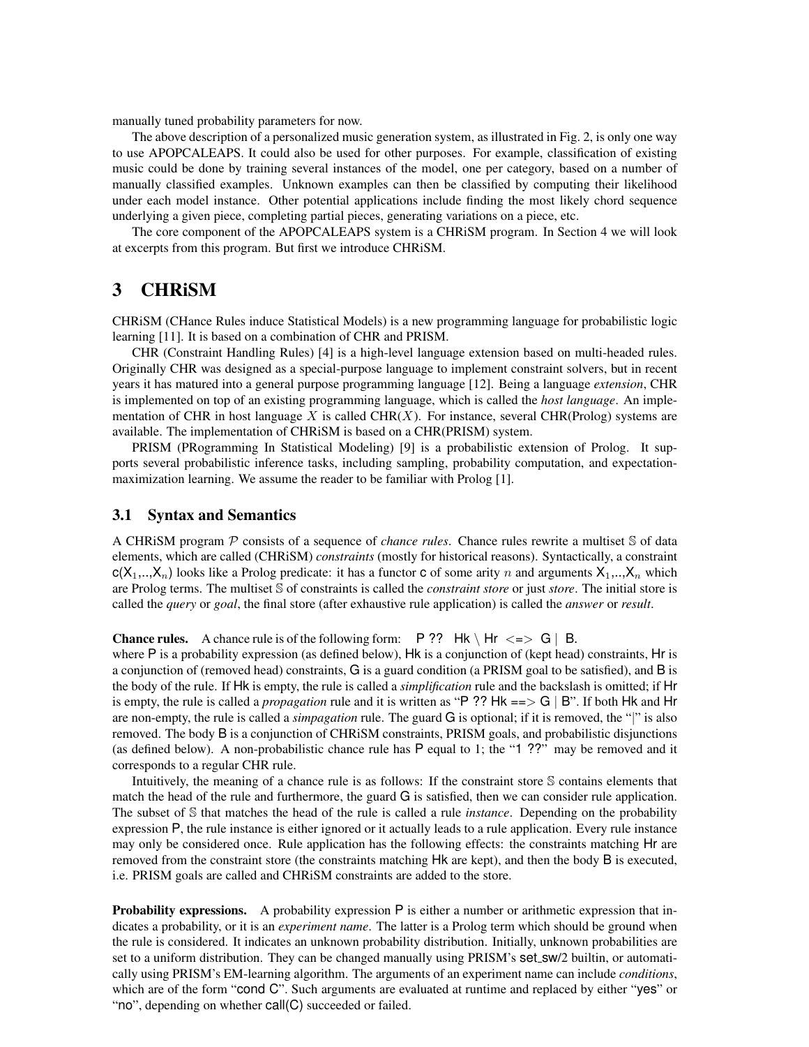manually tuned probability parameters for now.

The above description of a personalized music generation system, as illustrated in Fig. 2, is only one way to use APOPCALEAPS. It could also be used for other purposes. For example, classification of existing music could be done by training several instances of the model, one per category, based on a number of manually classified examples. Unknown examples can then be classified by computing their likelihood under each model instance. Other potential applications include finding the most likely chord sequence underlying a given piece, completing partial pieces, generating variations on a piece, etc.

The core component of the APOPCALEAPS system is a CHRiSM program. In Section 4 we will look at excerpts from this program. But first we introduce CHRiSM.

# 3 CHRiSM

CHRiSM (CHance Rules induce Statistical Models) is a new programming language for probabilistic logic learning [11]. It is based on a combination of CHR and PRISM.

CHR (Constraint Handling Rules) [4] is a high-level language extension based on multi-headed rules. Originally CHR was designed as a special-purpose language to implement constraint solvers, but in recent years it has matured into a general purpose programming language [12]. Being a language *extension*, CHR is implemented on top of an existing programming language, which is called the *host language*. An implementation of CHR in host language $X$ is called CHR($X$). For instance, several CHR(Prolog) systems are available. The implementation of CHRiSM is based on a CHR(PRISM) system.

PRISM (PRogramming In Statistical Modeling) [9] is a probabilistic extension of Prolog. It supports several probabilistic inference tasks, including sampling, probability computation, and expectation-maximization learning. We assume the reader to be familiar with Prolog [1].

## 3.1 Syntax and Semantics

A CHRiSM program $\mathcal{P}$ consists of a sequence of *chance rules*. Chance rules rewrite a multiset $\mathbb{S}$ of data elements, which are called (CHRiSM) *constraints* (mostly for historical reasons). Syntactically, a constraint $\mathsf{c}(\mathsf{X}_1,..,\mathsf{X}_n)$ looks like a Prolog predicate: it has a functor c of some arity $n$ and arguments $\mathsf{X}_1,..,\mathsf{X}_n$ which are Prolog terms. The multiset $\mathbb{S}$ of constraints is called the *constraint store* or just *store*. The initial store is called the *query* or *goal*, the final store (after exhaustive rule application) is called the *answer* or *result*.

**Chance rules.** A chance rule is of the following form: P ?? Hk \ Hr <=> G | B.
where P is a probability expression (as defined below), Hk is a conjunction of (kept head) constraints, Hr is a conjunction of (removed head) constraints, G is a guard condition (a PRISM goal to be satisfied), and B is the body of the rule. If Hk is empty, the rule is called a *simplification* rule and the backslash is omitted; if Hr is empty, the rule is called a *propagation* rule and it is written as "P ?? Hk ==> G | B". If both Hk and Hr are non-empty, the rule is called a *simpagation* rule. The guard G is optional; if it is removed, the "|" is also removed. The body B is a conjunction of CHRiSM constraints, PRISM goals, and probabilistic disjunctions (as defined below). A non-probabilistic chance rule has P equal to 1; the "1 ??" may be removed and it corresponds to a regular CHR rule.

Intuitively, the meaning of a chance rule is as follows: If the constraint store $\mathbb{S}$ contains elements that match the head of the rule and furthermore, the guard G is satisfied, then we can consider rule application. The subset of $\mathbb{S}$ that matches the head of the rule is called a rule *instance*. Depending on the probability expression P, the rule instance is either ignored or it actually leads to a rule application. Every rule instance may only be considered once. Rule application has the following effects: the constraints matching Hr are removed from the constraint store (the constraints matching Hk are kept), and then the body B is executed, i.e. PRISM goals are called and CHRiSM constraints are added to the store.

**Probability expressions.** A probability expression P is either a number or arithmetic expression that indicates a probability, or it is an *experiment name*. The latter is a Prolog term which should be ground when the rule is considered. It indicates an unknown probability distribution. Initially, unknown probabilities are set to a uniform distribution. They can be changed manually using PRISM's set_sw/2 builtin, or automatically using PRISM's EM-learning algorithm. The arguments of an experiment name can include *conditions*, which are of the form "cond C". Such arguments are evaluated at runtime and replaced by either "yes" or "no", depending on whether call(C) succeeded or failed.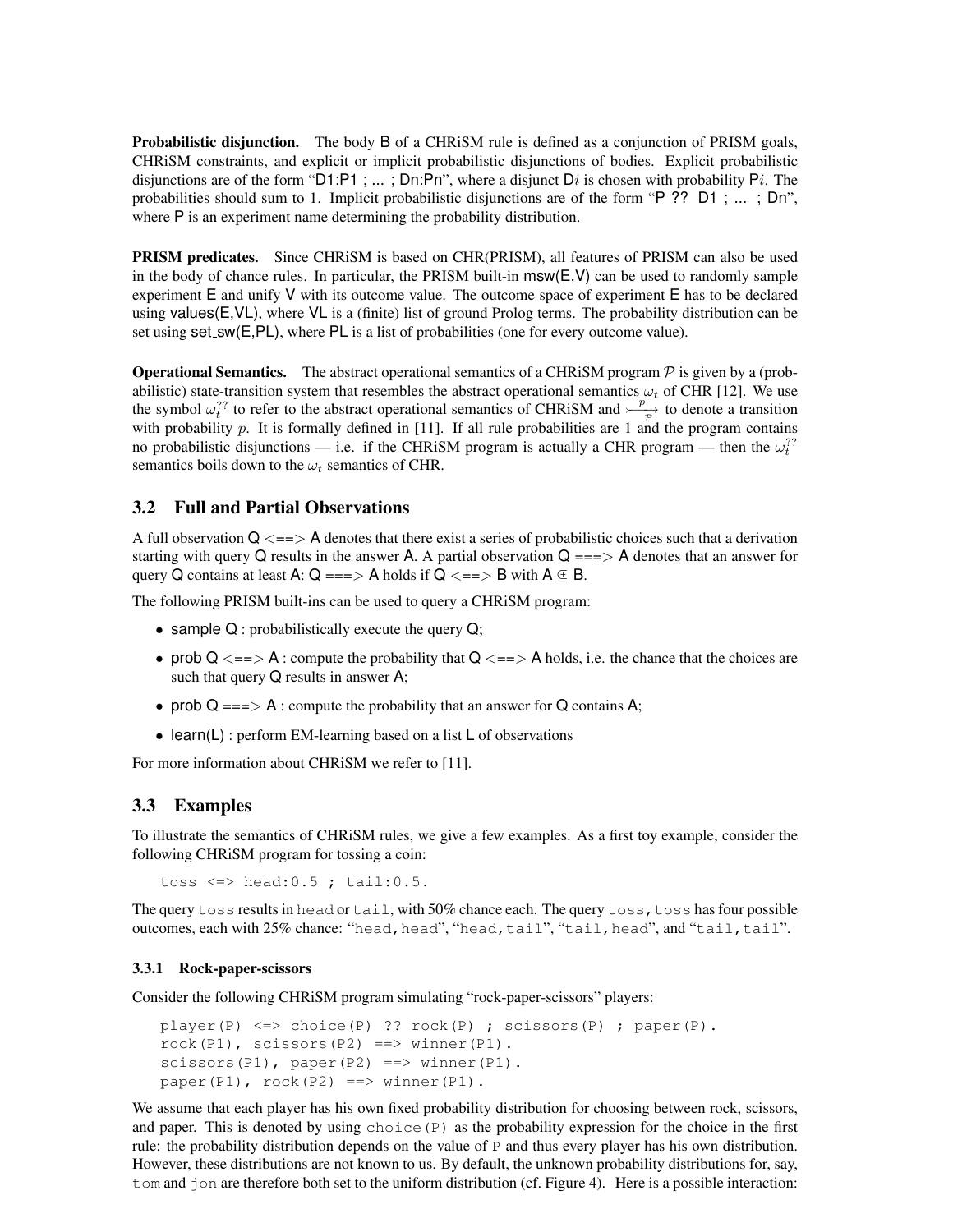**Probabilistic disjunction.** The body B of a CHRiSM rule is defined as a conjunction of PRISM goals, CHRiSM constraints, and explicit or implicit probabilistic disjunctions of bodies. Explicit probabilistic disjunctions are of the form "D1:P1 ; ... ; Dn:Pn", where a disjunct D$i$ is chosen with probability P$i$. The probabilities should sum to 1. Implicit probabilistic disjunctions are of the form "P ?? D1 ; ... ; Dn", where P is an experiment name determining the probability distribution.

**PRISM predicates.** Since CHRiSM is based on CHR(PRISM), all features of PRISM can also be used in the body of chance rules. In particular, the PRISM built-in msw(E,V) can be used to randomly sample experiment E and unify V with its outcome value. The outcome space of experiment E has to be declared using values(E,VL), where VL is a (finite) list of ground Prolog terms. The probability distribution can be set using set_sw(E,PL), where PL is a list of probabilities (one for every outcome value).

**Operational Semantics.** The abstract operational semantics of a CHRiSM program $\mathcal{P}$ is given by a (probabilistic) state-transition system that resembles the abstract operational semantics $\omega_t$ of CHR [12]. We use the symbol $\omega_t^{??}$ to refer to the abstract operational semantics of CHRiSM and $\xrightarrow[\mathcal{P}]{p}$ to denote a transition with probability $p$. It is formally defined in [11]. If all rule probabilities are 1 and the program contains no probabilistic disjunctions — i.e. if the CHRiSM program is actually a CHR program — then the $\omega_t^{??}$ semantics boils down to the $\omega_t$ semantics of CHR.

## 3.2 Full and Partial Observations

A full observation Q <==> A denotes that there exist a series of probabilistic choices such that a derivation starting with query Q results in the answer A. A partial observation Q ===> A denotes that an answer for query Q contains at least A: Q ===> A holds if Q <==> B with A $\Subset$ B.

The following PRISM built-ins can be used to query a CHRiSM program:

- sample Q : probabilistically execute the query Q;
- prob Q <==> A : compute the probability that Q <==> A holds, i.e. the chance that the choices are such that query Q results in answer A;
- prob Q ===> A : compute the probability that an answer for Q contains A;
- learn(L) : perform EM-learning based on a list L of observations

For more information about CHRiSM we refer to [11].

## 3.3 Examples

To illustrate the semantics of CHRiSM rules, we give a few examples. As a first toy example, consider the following CHRiSM program for tossing a coin:

```
toss <=> head:0.5 ; tail:0.5.
```

The query `toss` results in `head` or `tail`, with 50% chance each. The query `toss,toss` has four possible outcomes, each with 25% chance: "`head,head`", "`head,tail`", "`tail,head`", and "`tail,tail`".

### 3.3.1 Rock-paper-scissors

Consider the following CHRiSM program simulating "rock-paper-scissors" players:

```
player(P) <=> choice(P) ?? rock(P) ; scissors(P) ; paper(P).
rock(P1), scissors(P2) ==> winner(P1).
scissors(P1), paper(P2) ==> winner(P1).
paper(P1), rock(P2) ==> winner(P1).
```

We assume that each player has his own fixed probability distribution for choosing between rock, scissors, and paper. This is denoted by using `choice(P)` as the probability expression for the choice in the first rule: the probability distribution depends on the value of `P` and thus every player has his own distribution. However, these distributions are not known to us. By default, the unknown probability distributions for, say, `tom` and `jon` are therefore both set to the uniform distribution (cf. Figure 4). Here is a possible interaction: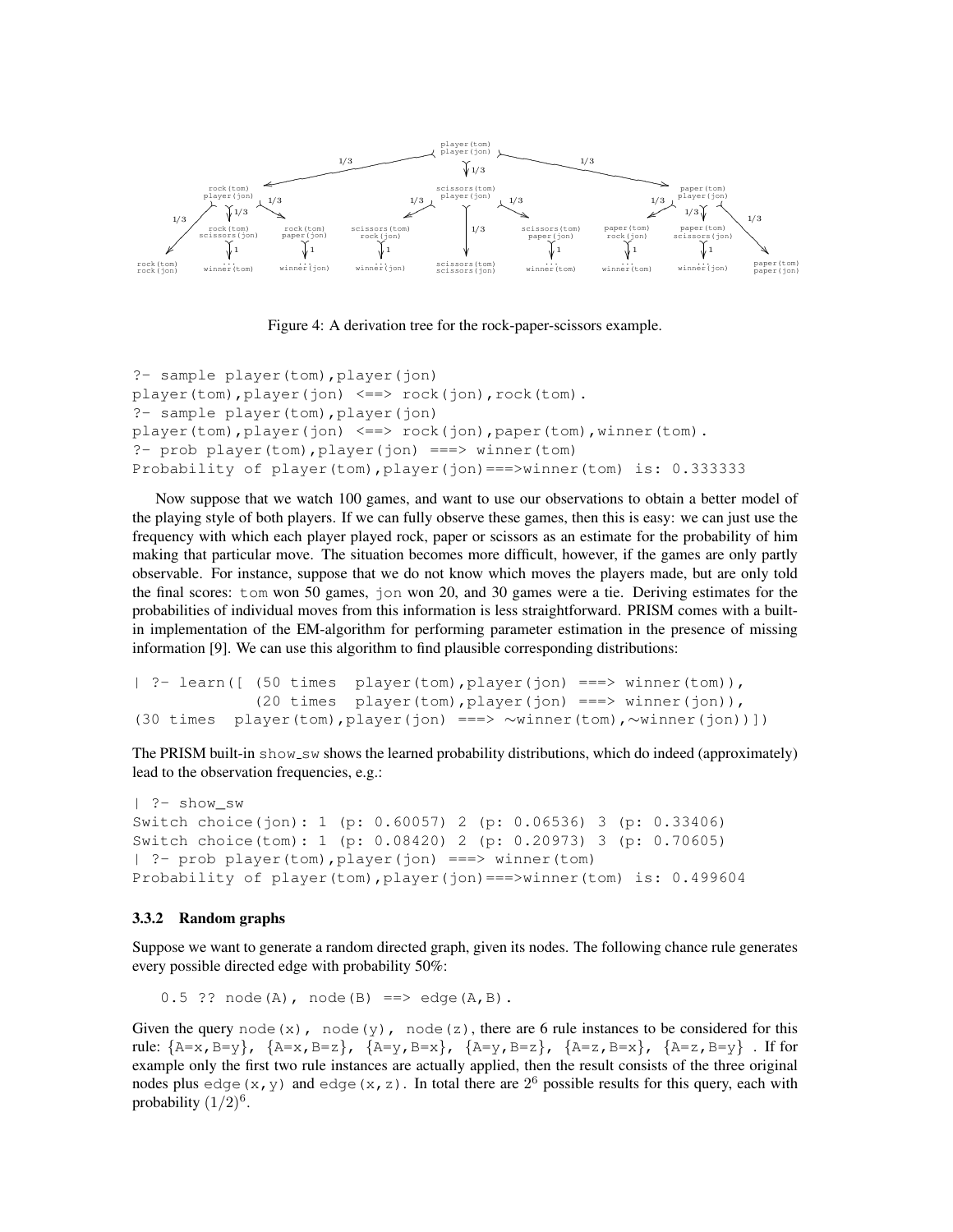Figure 4: A derivation tree for the rock-paper-scissors example.

```
?- sample player(tom),player(jon)
player(tom),player(jon) <==> rock(jon),rock(tom).
?- sample player(tom),player(jon)
player(tom),player(jon) <==> rock(jon),paper(tom),winner(tom).
?- prob player(tom),player(jon) ===> winner(tom)
Probability of player(tom),player(jon)===>winner(tom) is: 0.333333
```

Now suppose that we watch 100 games, and want to use our observations to obtain a better model of the playing style of both players. If we can fully observe these games, then this is easy: we can just use the frequency with which each player played rock, paper or scissors as an estimate for the probability of him making that particular move. The situation becomes more difficult, however, if the games are only partly observable. For instance, suppose that we do not know which moves the players made, but are only told the final scores: `tom` won 50 games, `jon` won 20, and 30 games were a tie. Deriving estimates for the probabilities of individual moves from this information is less straightforward. PRISM comes with a built-in implementation of the EM-algorithm for performing parameter estimation in the presence of missing information [9]. We can use this algorithm to find plausible corresponding distributions:

```
| ?- learn([ (50 times  player(tom),player(jon) ===> winner(tom)),
             (20 times  player(tom),player(jon) ===> winner(jon)),
(30 times  player(tom),player(jon) ===> ∼winner(tom),∼winner(jon))])
```

The PRISM built-in `show_sw` shows the learned probability distributions, which do indeed (approximately) lead to the observation frequencies, e.g.:

```
| ?- show_sw
Switch choice(jon): 1 (p: 0.60057) 2 (p: 0.06536) 3 (p: 0.33406)
Switch choice(tom): 1 (p: 0.08420) 2 (p: 0.20973) 3 (p: 0.70605)
| ?- prob player(tom),player(jon) ===> winner(tom)
Probability of player(tom),player(jon)===>winner(tom) is: 0.499604
```

### 3.3.2 Random graphs

Suppose we want to generate a random directed graph, given its nodes. The following chance rule generates every possible directed edge with probability 50%:

```
0.5 ?? node(A), node(B) ==> edge(A,B).
```

Given the query `node(x), node(y), node(z)`, there are 6 rule instances to be considered for this rule: {A=x,B=y}, {A=x,B=z}, {A=y,B=x}, {A=y,B=z}, {A=z,B=x}, {A=z,B=y} . If for example only the first two rule instances are actually applied, then the result consists of the three original nodes plus `edge(x,y)` and `edge(x,z)`. In total there are $2^6$ possible results for this query, each with probability $(1/2)^6$.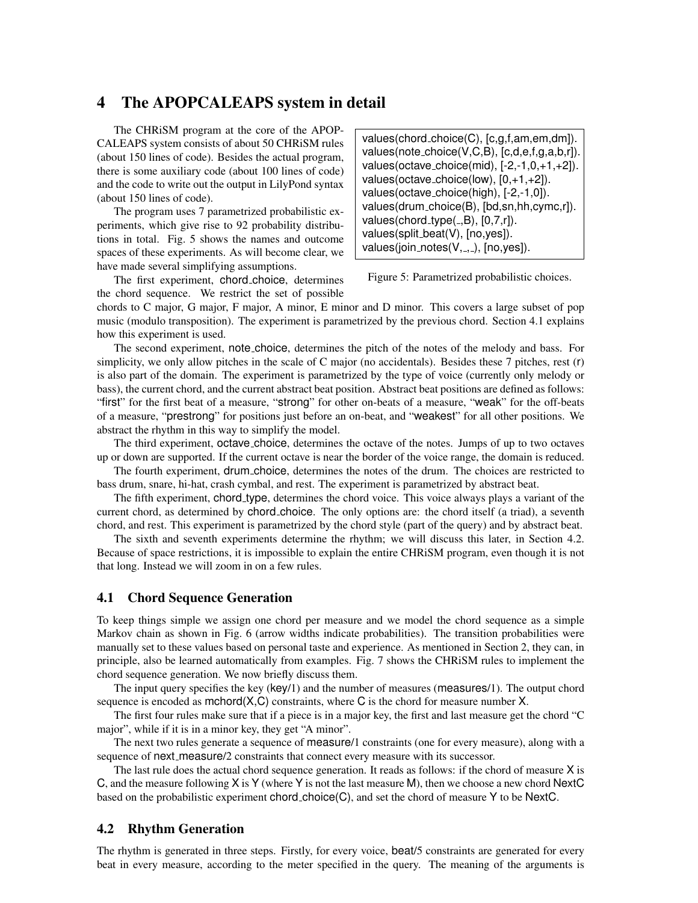# 4 The APOPCALEAPS system in detail

The CHRiSM program at the core of the APOPCALEAPS system consists of about 50 CHRiSM rules (about 150 lines of code). Besides the actual program, there is some auxiliary code (about 100 lines of code) and the code to write out the output in LilyPond syntax (about 150 lines of code).

The program uses 7 parametrized probabilistic experiments, which give rise to 92 probability distributions in total. Fig. 5 shows the names and outcome spaces of these experiments. As will become clear, we have made several simplifying assumptions.

```
values(chord_choice(C), [c,g,f,am,em,dm]).
values(note_choice(V,C,B), [c,d,e,f,g,a,b,r]).
values(octave_choice(mid), [-2,-1,0,+1,+2]).
values(octave_choice(low), [0,+1,+2]).
values(octave_choice(high), [-2,-1,0]).
values(drum_choice(B), [bd,sn,hh,cymc,r]).
values(chord_type(_,B), [0,7,r]).
values(split_beat(V), [no,yes]).
values(join_notes(V,_,_), [no,yes]).
```

Figure 5: Parametrized probabilistic choices.

The first experiment, chord_choice, determines the chord sequence. We restrict the set of possible chords to C major, G major, F major, A minor, E minor and D minor. This covers a large subset of pop music (modulo transposition). The experiment is parametrized by the previous chord. Section 4.1 explains how this experiment is used.

The second experiment, note_choice, determines the pitch of the notes of the melody and bass. For simplicity, we only allow pitches in the scale of C major (no accidentals). Besides these 7 pitches, rest (r) is also part of the domain. The experiment is parametrized by the type of voice (currently only melody or bass), the current chord, and the current abstract beat position. Abstract beat positions are defined as follows: "first" for the first beat of a measure, "strong" for other on-beats of a measure, "weak" for the off-beats of a measure, "prestrong" for positions just before an on-beat, and "weakest" for all other positions. We abstract the rhythm in this way to simplify the model.

The third experiment, octave_choice, determines the octave of the notes. Jumps of up to two octaves up or down are supported. If the current octave is near the border of the voice range, the domain is reduced.

The fourth experiment, drum_choice, determines the notes of the drum. The choices are restricted to bass drum, snare, hi-hat, crash cymbal, and rest. The experiment is parametrized by abstract beat.

The fifth experiment, chord_type, determines the chord voice. This voice always plays a variant of the current chord, as determined by chord_choice. The only options are: the chord itself (a triad), a seventh chord, and rest. This experiment is parametrized by the chord style (part of the query) and by abstract beat.

The sixth and seventh experiments determine the rhythm; we will discuss this later, in Section 4.2. Because of space restrictions, it is impossible to explain the entire CHRiSM program, even though it is not that long. Instead we will zoom in on a few rules.

## 4.1 Chord Sequence Generation

To keep things simple we assign one chord per measure and we model the chord sequence as a simple Markov chain as shown in Fig. 6 (arrow widths indicate probabilities). The transition probabilities were manually set to these values based on personal taste and experience. As mentioned in Section 2, they can, in principle, also be learned automatically from examples. Fig. 7 shows the CHRiSM rules to implement the chord sequence generation. We now briefly discuss them.

The input query specifies the key (key/1) and the number of measures (measures/1). The output chord sequence is encoded as mchord(X,C) constraints, where C is the chord for measure number X.

The first four rules make sure that if a piece is in a major key, the first and last measure get the chord "C major", while if it is in a minor key, they get "A minor".

The next two rules generate a sequence of measure/1 constraints (one for every measure), along with a sequence of next_measure/2 constraints that connect every measure with its successor.

The last rule does the actual chord sequence generation. It reads as follows: if the chord of measure X is C, and the measure following X is Y (where Y is not the last measure M), then we choose a new chord NextC based on the probabilistic experiment chord_choice(C), and set the chord of measure Y to be NextC.

## 4.2 Rhythm Generation

The rhythm is generated in three steps. Firstly, for every voice, beat/5 constraints are generated for every beat in every measure, according to the meter specified in the query. The meaning of the arguments is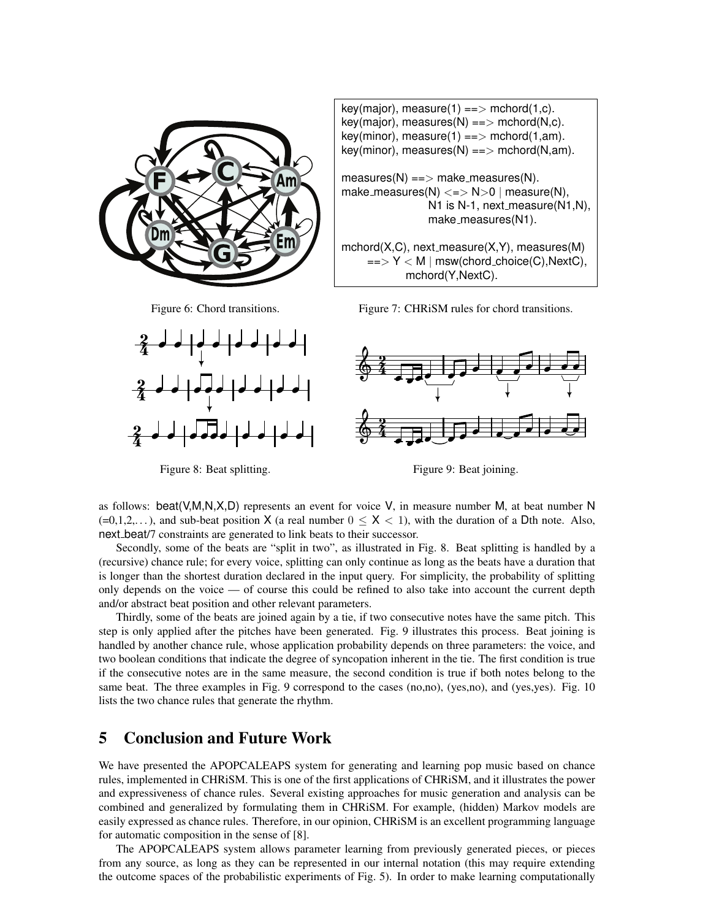```
key(major), measure(1) ==> mchord(1,c).
key(major), measures(N) ==> mchord(N,c).
key(minor), measure(1) ==> mchord(1,am).
key(minor), measures(N) ==> mchord(N,am).

measures(N) ==> make_measures(N).
make_measures(N) <=> N>0 | measure(N),
                 N1 is N-1, next_measure(N1,N),
                 make_measures(N1).

mchord(X,C), next_measure(X,Y), measures(M)
     ==> Y < M | msw(chord_choice(C),NextC),
              mchord(Y,NextC).
```

Figure 6: Chord transitions.

Figure 7: CHRiSM rules for chord transitions.

Figure 8: Beat splitting.

Figure 9: Beat joining.

as follows: beat(V,M,N,X,D) represents an event for voice V, in measure number M, at beat number N (=0,1,2,...), and sub-beat position X (a real number $0 \leq X < 1$), with the duration of a Dth note. Also, next_beat/7 constraints are generated to link beats to their successor.

Secondly, some of the beats are "split in two", as illustrated in Fig. 8. Beat splitting is handled by a (recursive) chance rule; for every voice, splitting can only continue as long as the beats have a duration that is longer than the shortest duration declared in the input query. For simplicity, the probability of splitting only depends on the voice — of course this could be refined to also take into account the current depth and/or abstract beat position and other relevant parameters.

Thirdly, some of the beats are joined again by a tie, if two consecutive notes have the same pitch. This step is only applied after the pitches have been generated. Fig. 9 illustrates this process. Beat joining is handled by another chance rule, whose application probability depends on three parameters: the voice, and two boolean conditions that indicate the degree of syncopation inherent in the tie. The first condition is true if the consecutive notes are in the same measure, the second condition is true if both notes belong to the same beat. The three examples in Fig. 9 correspond to the cases (no,no), (yes,no), and (yes,yes). Fig. 10 lists the two chance rules that generate the rhythm.

## 5 Conclusion and Future Work

We have presented the APOPCALEAPS system for generating and learning pop music based on chance rules, implemented in CHRiSM. This is one of the first applications of CHRiSM, and it illustrates the power and expressiveness of chance rules. Several existing approaches for music generation and analysis can be combined and generalized by formulating them in CHRiSM. For example, (hidden) Markov models are easily expressed as chance rules. Therefore, in our opinion, CHRiSM is an excellent programming language for automatic composition in the sense of [8].

The APOPCALEAPS system allows parameter learning from previously generated pieces, or pieces from any source, as long as they can be represented in our internal notation (this may require extending the outcome spaces of the probabilistic experiments of Fig. 5). In order to make learning computationally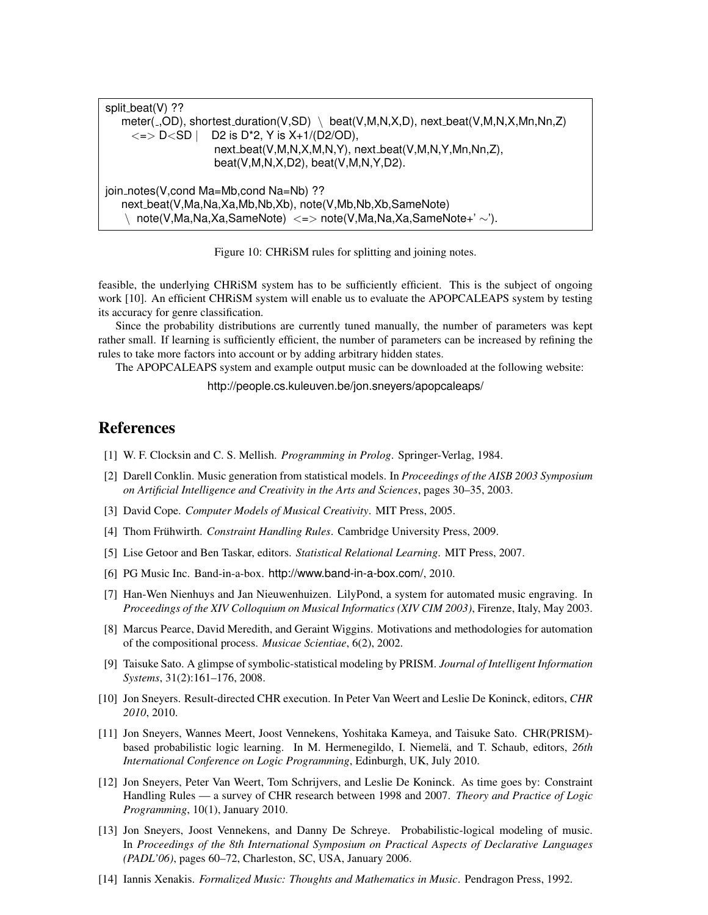```
split_beat(V) ??
    meter(_,OD), shortest_duration(V,SD) \ beat(V,M,N,X,D), next_beat(V,M,N,X,Mn,Nn,Z)
      <=> D<SD |    D2 is D*2, Y is X+1/(D2/OD),
                    next_beat(V,M,N,X,M,N,Y), next_beat(V,M,N,Y,Mn,Nn,Z),
                    beat(V,M,N,X,D2), beat(V,M,N,Y,D2).

join_notes(V,cond Ma=Mb,cond Na=Nb) ??
    next_beat(V,Ma,Na,Xa,Mb,Nb,Xb), note(V,Mb,Nb,Xb,SameNote)
    \ note(V,Ma,Na,Xa,SameNote) <=> note(V,Ma,Na,Xa,SameNote+' ~').
```

Figure 10: CHRiSM rules for splitting and joining notes.

feasible, the underlying CHRiSM system has to be sufficiently efficient. This is the subject of ongoing work [10]. An efficient CHRiSM system will enable us to evaluate the APOPCALEAPS system by testing its accuracy for genre classification.

Since the probability distributions are currently tuned manually, the number of parameters was kept rather small. If learning is sufficiently efficient, the number of parameters can be increased by refining the rules to take more factors into account or by adding arbitrary hidden states.

The APOPCALEAPS system and example output music can be downloaded at the following website:

http://people.cs.kuleuven.be/jon.sneyers/apopcaleaps/

## References

[1] W. F. Clocksin and C. S. Mellish. *Programming in Prolog*. Springer-Verlag, 1984.

[2] Darell Conklin. Music generation from statistical models. In *Proceedings of the AISB 2003 Symposium on Artificial Intelligence and Creativity in the Arts and Sciences*, pages 30–35, 2003.

[3] David Cope. *Computer Models of Musical Creativity*. MIT Press, 2005.

[4] Thom Frühwirth. *Constraint Handling Rules*. Cambridge University Press, 2009.

[5] Lise Getoor and Ben Taskar, editors. *Statistical Relational Learning*. MIT Press, 2007.

[6] PG Music Inc. Band-in-a-box. http://www.band-in-a-box.com/, 2010.

[7] Han-Wen Nienhuys and Jan Nieuwenhuizen. LilyPond, a system for automated music engraving. In *Proceedings of the XIV Colloquium on Musical Informatics (XIV CIM 2003)*, Firenze, Italy, May 2003.

[8] Marcus Pearce, David Meredith, and Geraint Wiggins. Motivations and methodologies for automation of the compositional process. *Musicae Scientiae*, 6(2), 2002.

[9] Taisuke Sato. A glimpse of symbolic-statistical modeling by PRISM. *Journal of Intelligent Information Systems*, 31(2):161–176, 2008.

[10] Jon Sneyers. Result-directed CHR execution. In Peter Van Weert and Leslie De Koninck, editors, *CHR 2010*, 2010.

[11] Jon Sneyers, Wannes Meert, Joost Vennekens, Yoshitaka Kameya, and Taisuke Sato. CHR(PRISM)-based probabilistic logic learning. In M. Hermenegildo, I. Niemelä, and T. Schaub, editors, *26th International Conference on Logic Programming*, Edinburgh, UK, July 2010.

[12] Jon Sneyers, Peter Van Weert, Tom Schrijvers, and Leslie De Koninck. As time goes by: Constraint Handling Rules — a survey of CHR research between 1998 and 2007. *Theory and Practice of Logic Programming*, 10(1), January 2010.

[13] Jon Sneyers, Joost Vennekens, and Danny De Schreye. Probabilistic-logical modeling of music. In *Proceedings of the 8th International Symposium on Practical Aspects of Declarative Languages (PADL'06)*, pages 60–72, Charleston, SC, USA, January 2006.

[14] Iannis Xenakis. *Formalized Music: Thoughts and Mathematics in Music*. Pendragon Press, 1992.